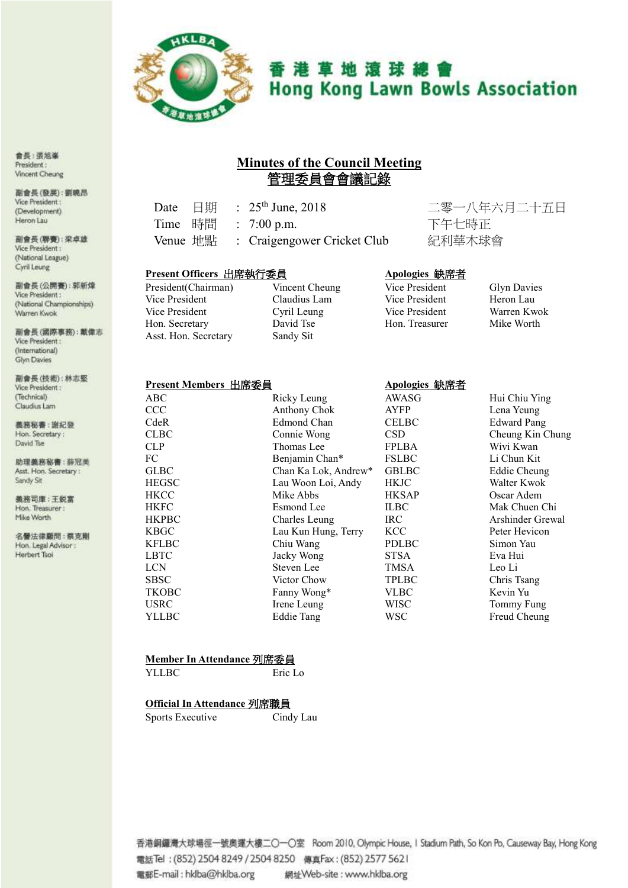# 香港草地滾球總會
# Hong Kong Lawn Bowls Association

會長：張旭峯
President : Vincent Cheung

副會長(發展)：劉曉昂
Vice President : (Development) Heron Lau

副會長(聯賽)：梁卓雄
Vice President : (National League) Cyril Leung

副會長(公開賽)：郭新煒
Vice President : (National Championships) Warren Kwok

副會長(國際事務)：戴偉志
Vice President : (International) Glyn Davies

副會長(技術)：林志堅
Vice President : (Technical) Claudius Lam

義務秘書：謝紀發
Hon. Secretary : David Tse

助理義務秘書：薛冠美
Asst. Hon. Secretary : Sandy Sit

義務司庫：王鋭富
Hon. Treasurer : Mike Worth

名譽法律顧問：蔡克剛
Hon. Legal Advisor : Herbert Tsoi

## Minutes of the Council Meeting
## 管理委員會會議記錄

| | | | |
|---|---|---|---|
| Date 日期 | : | 25th June, 2018 | 二零一八年六月二十五日 |
| Time 時間 | : | 7:00 p.m. | 下午七時正 |
| Venue 地點 | : | Craigengower Cricket Club | 紀利華木球會 |

**Present Officers 出席執行委員**

| | |
|---|---|
| President(Chairman) | Vincent Cheung |
| Vice President | Claudius Lam |
| Vice President | Cyril Leung |
| Hon. Secretary | David Tse |
| Asst. Hon. Secretary | Sandy Sit |

**Apologies 缺席者**

| | |
|---|---|
| Vice President | Glyn Davies |
| Vice President | Heron Lau |
| Vice President | Warren Kwok |
| Hon. Treasurer | Mike Worth |

**Present Members 出席委員**

| | |
|---|---|
| ABC | Ricky Leung |
| CCC | Anthony Chok |
| CdeR | Edmond Chan |
| CLBC | Connie Wong |
| CLP | Thomas Lee |
| FC | Benjamin Chan* |
| GLBC | Chan Ka Lok, Andrew* |
| HEGSC | Lau Woon Loi, Andy |
| HKCC | Mike Abbs |
| HKFC | Esmond Lee |
| HKPBC | Charles Leung |
| KBGC | Lau Kun Hung, Terry |
| KFLBC | Chiu Wang |
| LBTC | Jacky Wong |
| LCN | Steven Lee |
| SBSC | Victor Chow |
| TKOBC | Fanny Wong* |
| USRC | Irene Leung |
| YLLBC | Eddie Tang |

**Apologies 缺席者**

| | |
|---|---|
| AWASG | Hui Chiu Ying |
| AYFP | Lena Yeung |
| CELBC | Edward Pang |
| CSD | Cheung Kin Chung |
| FPLBA | Wivi Kwan |
| FSLBC | Li Chun Kit |
| GBLBC | Eddie Cheung |
| HKJC | Walter Kwok |
| HKSAP | Oscar Adem |
| ILBC | Mak Chuen Chi |
| IRC | Arshinder Grewal |
| KCC | Peter Hevicon |
| PDLBC | Simon Yau |
| STSA | Eva Hui |
| TMSA | Leo Li |
| TPLBC | Chris Tsang |
| VLBC | Kevin Yu |
| WISC | Tommy Fung |
| WSC | Freud Cheung |

**Member In Attendance 列席委員**

| | |
|---|---|
| YLLBC | Eric Lo |

**Official In Attendance 列席職員**

| | |
|---|---|
| Sports Executive | Cindy Lau |

香港銅鑼灣大球場徑一號奧運大樓二O一O室 Room 2010, Olympic House, 1 Stadium Path, So Kon Po, Causeway Bay, Hong Kong
電話Tel : (852) 2504 8249 / 2504 8250 傳真Fax : (852) 2577 5621
電郵E-mail : hklba@hklba.org 網址Web-site : www.hklba.org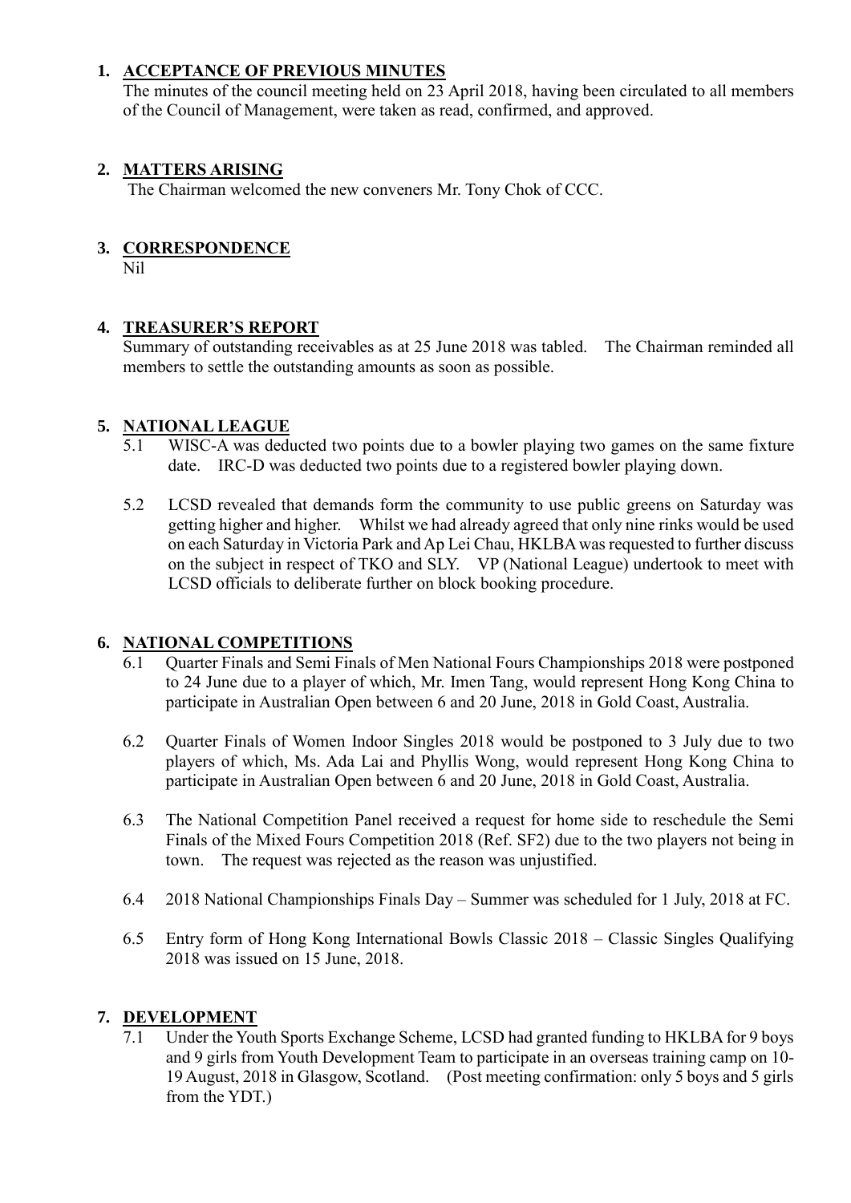1. **ACCEPTANCE OF PREVIOUS MINUTES**
   The minutes of the council meeting held on 23 April 2018, having been circulated to all members of the Council of Management, were taken as read, confirmed, and approved.

2. **MATTERS ARISING**
   The Chairman welcomed the new conveners Mr. Tony Chok of CCC.

3. **CORRESPONDENCE**
   Nil

4. **TREASURER'S REPORT**
   Summary of outstanding receivables as at 25 June 2018 was tabled. The Chairman reminded all members to settle the outstanding amounts as soon as possible.

5. **NATIONAL LEAGUE**
   5.1 WISC-A was deducted two points due to a bowler playing two games on the same fixture date. IRC-D was deducted two points due to a registered bowler playing down.

   5.2 LCSD revealed that demands form the community to use public greens on Saturday was getting higher and higher. Whilst we had already agreed that only nine rinks would be used on each Saturday in Victoria Park and Ap Lei Chau, HKLBA was requested to further discuss on the subject in respect of TKO and SLY. VP (National League) undertook to meet with LCSD officials to deliberate further on block booking procedure.

6. **NATIONAL COMPETITIONS**
   6.1 Quarter Finals and Semi Finals of Men National Fours Championships 2018 were postponed to 24 June due to a player of which, Mr. Imen Tang, would represent Hong Kong China to participate in Australian Open between 6 and 20 June, 2018 in Gold Coast, Australia.

   6.2 Quarter Finals of Women Indoor Singles 2018 would be postponed to 3 July due to two players of which, Ms. Ada Lai and Phyllis Wong, would represent Hong Kong China to participate in Australian Open between 6 and 20 June, 2018 in Gold Coast, Australia.

   6.3 The National Competition Panel received a request for home side to reschedule the Semi Finals of the Mixed Fours Competition 2018 (Ref. SF2) due to the two players not being in town. The request was rejected as the reason was unjustified.

   6.4 2018 National Championships Finals Day – Summer was scheduled for 1 July, 2018 at FC.

   6.5 Entry form of Hong Kong International Bowls Classic 2018 – Classic Singles Qualifying 2018 was issued on 15 June, 2018.

7. **DEVELOPMENT**
   7.1 Under the Youth Sports Exchange Scheme, LCSD had granted funding to HKLBA for 9 boys and 9 girls from Youth Development Team to participate in an overseas training camp on 10-19 August, 2018 in Glasgow, Scotland. (Post meeting confirmation: only 5 boys and 5 girls from the YDT.)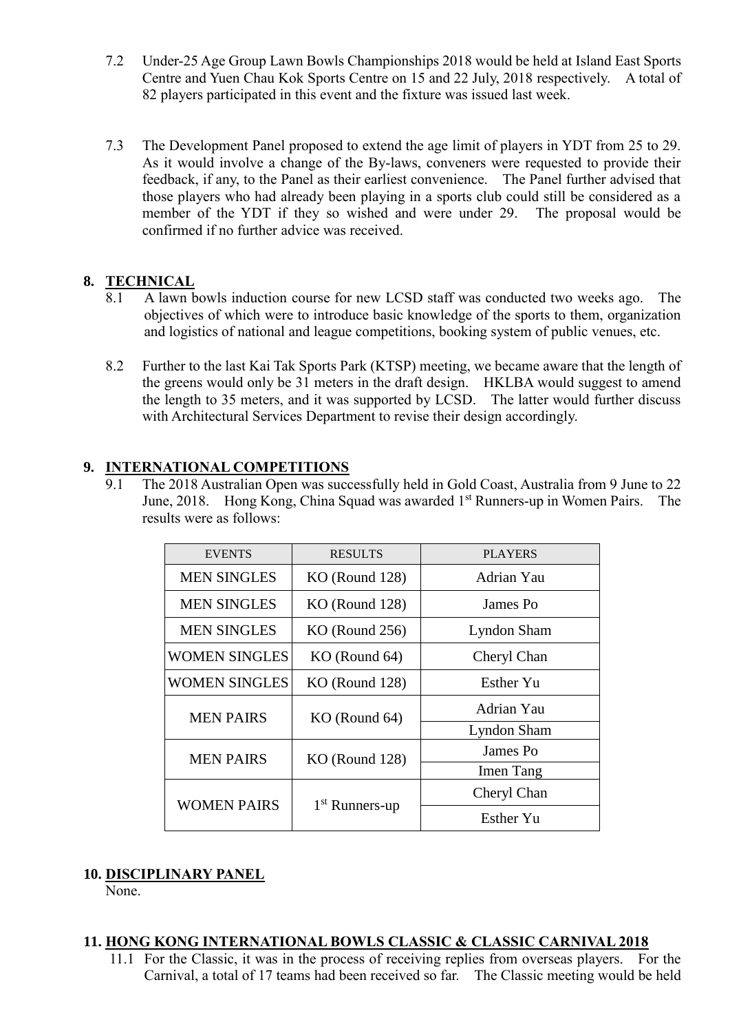7.2 Under-25 Age Group Lawn Bowls Championships 2018 would be held at Island East Sports Centre and Yuen Chau Kok Sports Centre on 15 and 22 July, 2018 respectively. A total of 82 players participated in this event and the fixture was issued last week.

7.3 The Development Panel proposed to extend the age limit of players in YDT from 25 to 29. As it would involve a change of the By-laws, conveners were requested to provide their feedback, if any, to the Panel as their earliest convenience. The Panel further advised that those players who had already been playing in a sports club could still be considered as a member of the YDT if they so wished and were under 29. The proposal would be confirmed if no further advice was received.

## 8. TECHNICAL

8.1 A lawn bowls induction course for new LCSD staff was conducted two weeks ago. The objectives of which were to introduce basic knowledge of the sports to them, organization and logistics of national and league competitions, booking system of public venues, etc.

8.2 Further to the last Kai Tak Sports Park (KTSP) meeting, we became aware that the length of the greens would only be 31 meters in the draft design. HKLBA would suggest to amend the length to 35 meters, and it was supported by LCSD. The latter would further discuss with Architectural Services Department to revise their design accordingly.

## 9. INTERNATIONAL COMPETITIONS

9.1 The 2018 Australian Open was successfully held in Gold Coast, Australia from 9 June to 22 June, 2018. Hong Kong, China Squad was awarded 1st Runners-up in Women Pairs. The results were as follows:

| EVENTS | RESULTS | PLAYERS |
|---|---|---|
| MEN SINGLES | KO (Round 128) | Adrian Yau |
| MEN SINGLES | KO (Round 128) | James Po |
| MEN SINGLES | KO (Round 256) | Lyndon Sham |
| WOMEN SINGLES | KO (Round 64) | Cheryl Chan |
| WOMEN SINGLES | KO (Round 128) | Esther Yu |
| MEN PAIRS | KO (Round 64) | Adrian Yau |
| | | Lyndon Sham |
| MEN PAIRS | KO (Round 128) | James Po |
| | | Imen Tang |
| WOMEN PAIRS | 1st Runners-up | Cheryl Chan |
| | | Esther Yu |

## 10. DISCIPLINARY PANEL

None.

## 11. HONG KONG INTERNATIONAL BOWLS CLASSIC & CLASSIC CARNIVAL 2018

11.1 For the Classic, it was in the process of receiving replies from overseas players. For the Carnival, a total of 17 teams had been received so far. The Classic meeting would be held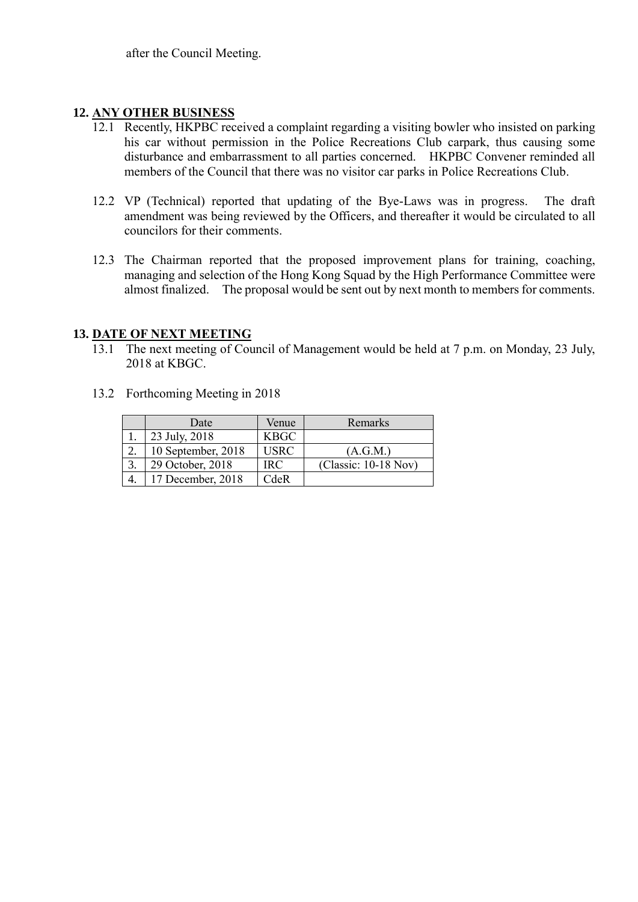after the Council Meeting.

## 12. ANY OTHER BUSINESS

12.1 Recently, HKPBC received a complaint regarding a visiting bowler who insisted on parking his car without permission in the Police Recreations Club carpark, thus causing some disturbance and embarrassment to all parties concerned. HKPBC Convener reminded all members of the Council that there was no visitor car parks in Police Recreations Club.

12.2 VP (Technical) reported that updating of the Bye-Laws was in progress. The draft amendment was being reviewed by the Officers, and thereafter it would be circulated to all councilors for their comments.

12.3 The Chairman reported that the proposed improvement plans for training, coaching, managing and selection of the Hong Kong Squad by the High Performance Committee were almost finalized. The proposal would be sent out by next month to members for comments.

## 13. DATE OF NEXT MEETING

13.1 The next meeting of Council of Management would be held at 7 p.m. on Monday, 23 July, 2018 at KBGC.

13.2 Forthcoming Meeting in 2018

| | Date | Venue | Remarks |
|---|---|---|---|
| 1. | 23 July, 2018 | KBGC | |
| 2. | 10 September, 2018 | USRC | (A.G.M.) |
| 3. | 29 October, 2018 | IRC | (Classic: 10-18 Nov) |
| 4. | 17 December, 2018 | CdeR | |